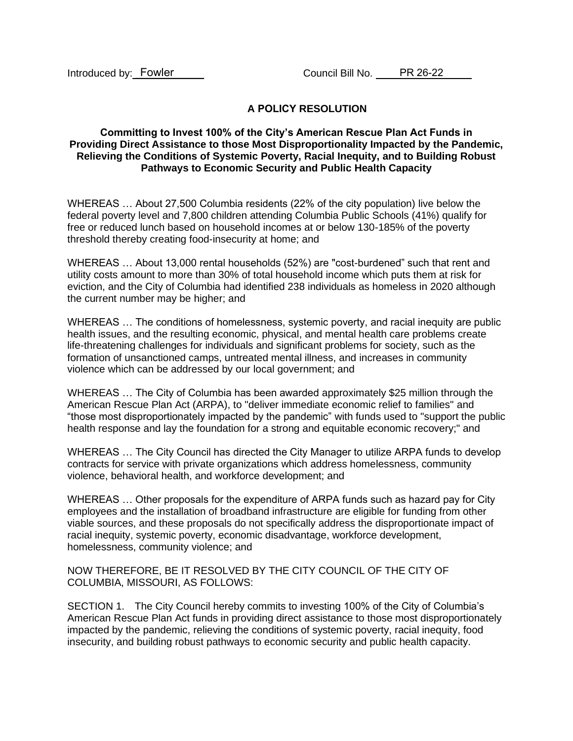Introduced by: Fowler Council Bill No. PR 26-22

## A POLICY RESOLUTION

### Committing to Invest 100% of the City's American Rescue Plan Act Funds in Providing Direct Assistance to those Most Disproportionality Impacted by the Pandemic, Relieving the Conditions of Systemic Poverty, Racial Inequity, and to Building Robust Pathways to Economic Security and Public Health Capacity

WHEREAS … About 27,500 Columbia residents (22% of the city population) live below the federal poverty level and 7,800 children attending Columbia Public Schools (41%) qualify for free or reduced lunch based on household incomes at or below 130-185% of the poverty threshold thereby creating food-insecurity at home; and

WHEREAS … About 13,000 rental households (52%) are "cost-burdened" such that rent and utility costs amount to more than 30% of total household income which puts them at risk for eviction, and the City of Columbia had identified 238 individuals as homeless in 2020 although the current number may be higher; and

WHEREAS … The conditions of homelessness, systemic poverty, and racial inequity are public health issues, and the resulting economic, physical, and mental health care problems create life-threatening challenges for individuals and significant problems for society, such as the formation of unsanctioned camps, untreated mental illness, and increases in community violence which can be addressed by our local government; and

WHEREAS … The City of Columbia has been awarded approximately $25 million through the American Rescue Plan Act (ARPA), to "deliver immediate economic relief to families" and "those most disproportionately impacted by the pandemic" with funds used to "support the public health response and lay the foundation for a strong and equitable economic recovery;" and

WHEREAS … The City Council has directed the City Manager to utilize ARPA funds to develop contracts for service with private organizations which address homelessness, community violence, behavioral health, and workforce development; and

WHEREAS … Other proposals for the expenditure of ARPA funds such as hazard pay for City employees and the installation of broadband infrastructure are eligible for funding from other viable sources, and these proposals do not specifically address the disproportionate impact of racial inequity, systemic poverty, economic disadvantage, workforce development, homelessness, community violence; and

NOW THEREFORE, BE IT RESOLVED BY THE CITY COUNCIL OF THE CITY OF COLUMBIA, MISSOURI, AS FOLLOWS:

SECTION 1. The City Council hereby commits to investing 100% of the City of Columbia's American Rescue Plan Act funds in providing direct assistance to those most disproportionately impacted by the pandemic, relieving the conditions of systemic poverty, racial inequity, food insecurity, and building robust pathways to economic security and public health capacity.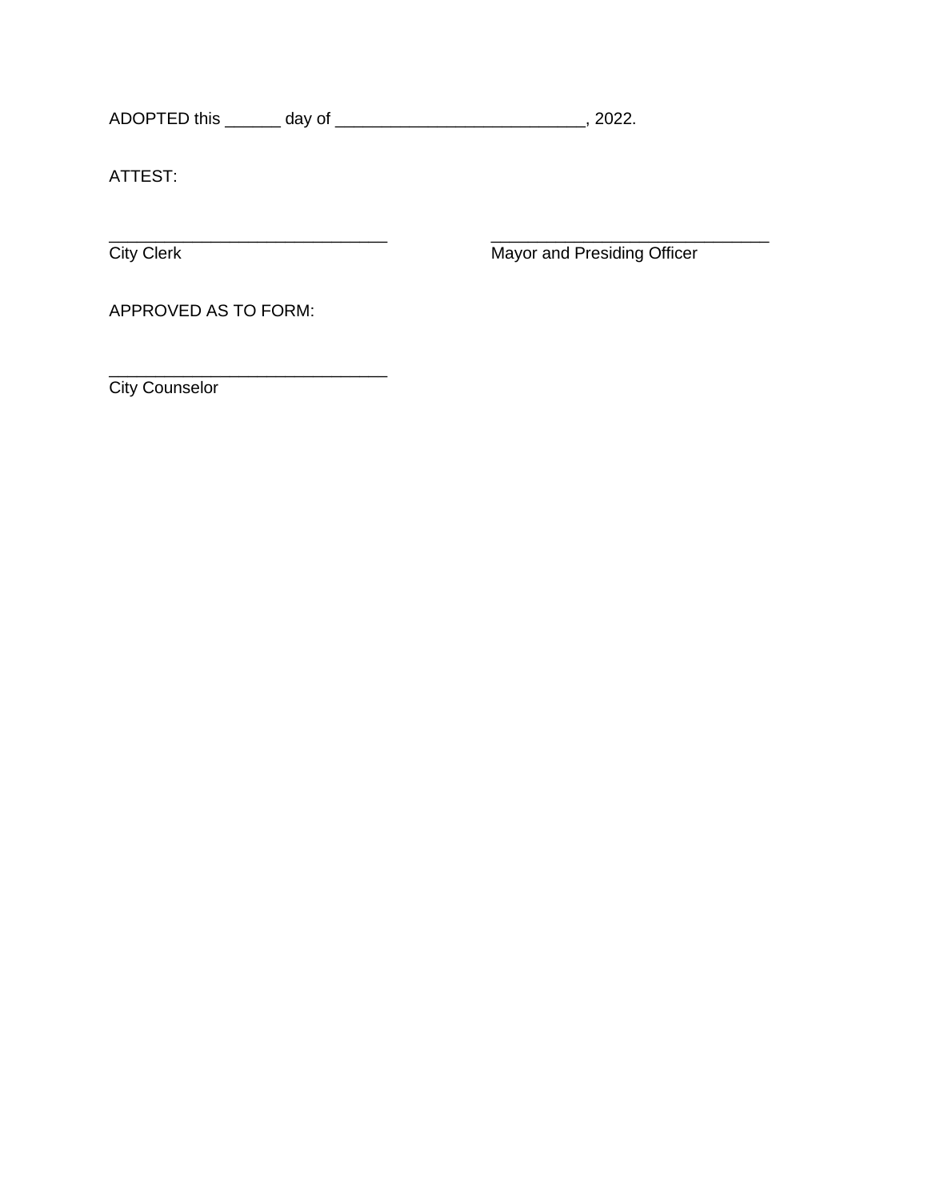ADOPTED this ______ day of ___________________________, 2022.

ATTEST:

______________________________ ______________________________
City Clerk Mayor and Presiding Officer

APPROVED AS TO FORM:

______________________________
City Counselor